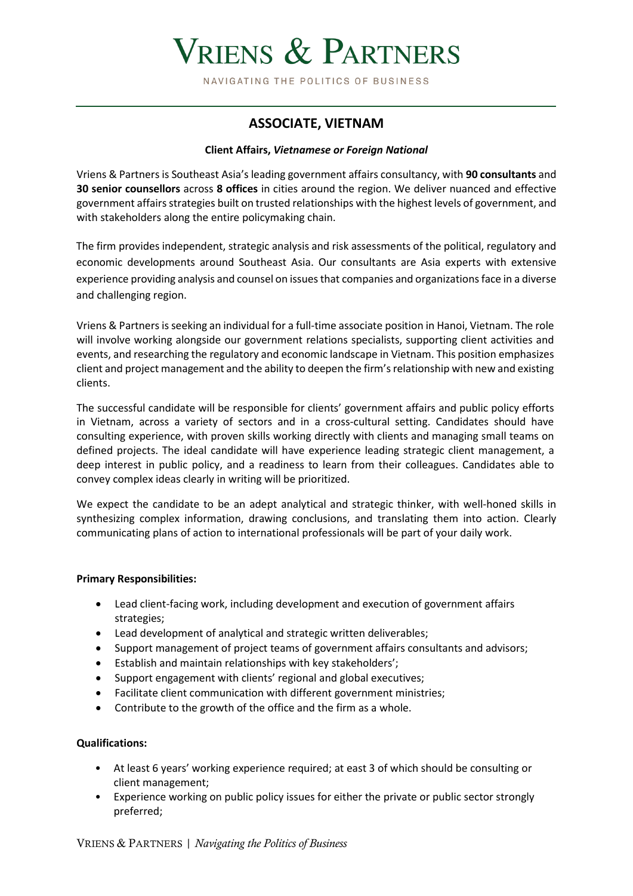# VRIENS & PARTNERS

NAVIGATING THE POLITICS OF BUSINESS

## ASSOCIATE, VIETNAM

**Client Affairs, *Vietnamese or Foreign National***

Vriens & Partners is Southeast Asia's leading government affairs consultancy, with **90 consultants** and **30 senior counsellors** across **8 offices** in cities around the region. We deliver nuanced and effective government affairs strategies built on trusted relationships with the highest levels of government, and with stakeholders along the entire policymaking chain.

The firm provides independent, strategic analysis and risk assessments of the political, regulatory and economic developments around Southeast Asia. Our consultants are Asia experts with extensive experience providing analysis and counsel on issues that companies and organizations face in a diverse and challenging region.

Vriens & Partners is seeking an individual for a full-time associate position in Hanoi, Vietnam. The role will involve working alongside our government relations specialists, supporting client activities and events, and researching the regulatory and economic landscape in Vietnam. This position emphasizes client and project management and the ability to deepen the firm's relationship with new and existing clients.

The successful candidate will be responsible for clients' government affairs and public policy efforts in Vietnam, across a variety of sectors and in a cross-cultural setting. Candidates should have consulting experience, with proven skills working directly with clients and managing small teams on defined projects. The ideal candidate will have experience leading strategic client management, a deep interest in public policy, and a readiness to learn from their colleagues. Candidates able to convey complex ideas clearly in writing will be prioritized.

We expect the candidate to be an adept analytical and strategic thinker, with well-honed skills in synthesizing complex information, drawing conclusions, and translating them into action. Clearly communicating plans of action to international professionals will be part of your daily work.

**Primary Responsibilities:**

- Lead client-facing work, including development and execution of government affairs strategies;
- Lead development of analytical and strategic written deliverables;
- Support management of project teams of government affairs consultants and advisors;
- Establish and maintain relationships with key stakeholders';
- Support engagement with clients' regional and global executives;
- Facilitate client communication with different government ministries;
- Contribute to the growth of the office and the firm as a whole.

**Qualifications:**

- At least 6 years' working experience required; at east 3 of which should be consulting or client management;
- Experience working on public policy issues for either the private or public sector strongly preferred;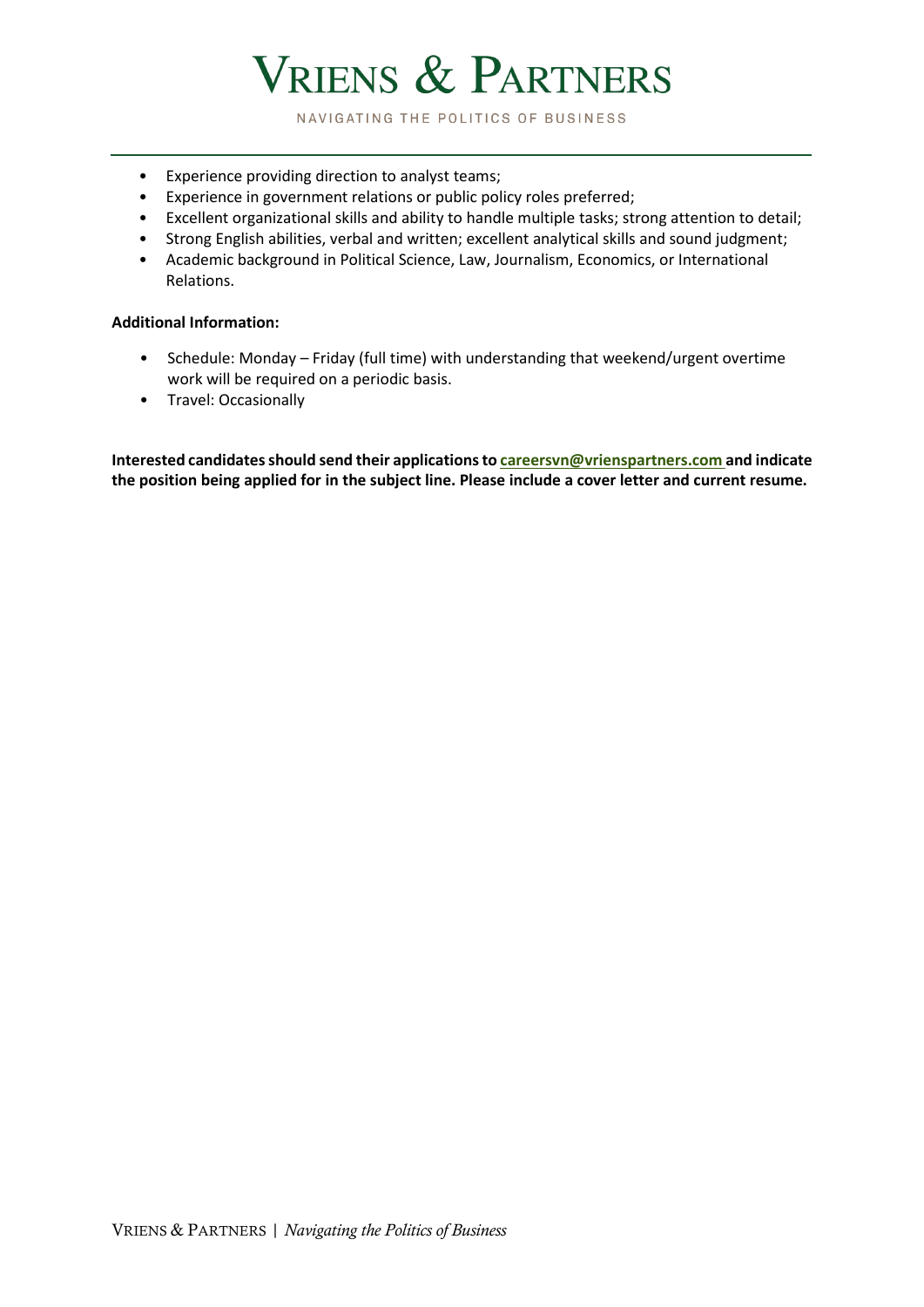- Experience providing direction to analyst teams;
- Experience in government relations or public policy roles preferred;
- Excellent organizational skills and ability to handle multiple tasks; strong attention to detail;
- Strong English abilities, verbal and written; excellent analytical skills and sound judgment;
- Academic background in Political Science, Law, Journalism, Economics, or International Relations.

**Additional Information:**

- Schedule: Monday – Friday (full time) with understanding that weekend/urgent overtime work will be required on a periodic basis.
- Travel: Occasionally

**Interested candidates should send their applications to careersvn@vrienspartners.com and indicate the position being applied for in the subject line. Please include a cover letter and current resume.**